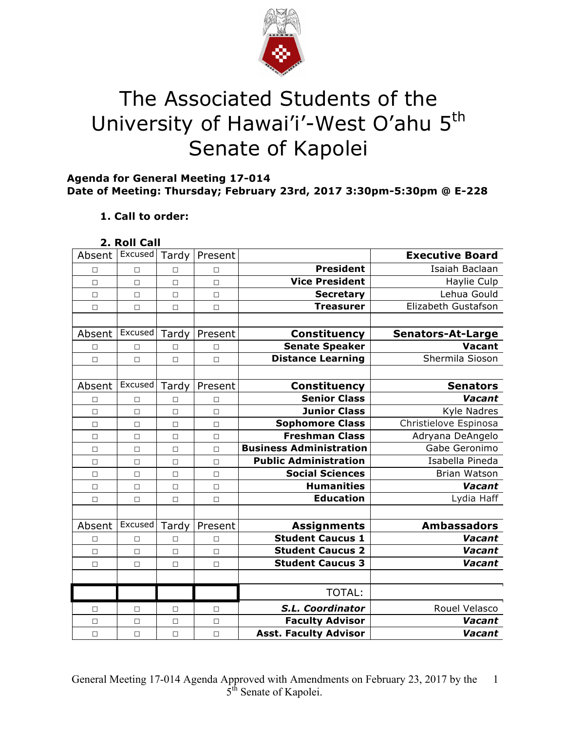# The Associated Students of the University of Hawai'i-West O'ahu 5th Senate of Kapolei

**Agenda for General Meeting 17-014**
**Date of Meeting: Thursday; February 23rd, 2017 3:30pm-5:30pm @ E-228**

1. **Call to order:**

2. **Roll Call**

| Absent | Excused | Tardy | Present | | Executive Board |
|---|---|---|---|---|---|
| □ | □ | □ | □ | **President** | Isaiah Baclaan |
| □ | □ | □ | □ | **Vice President** | Haylie Culp |
| □ | □ | □ | □ | **Secretary** | Lehua Gould |
| □ | □ | □ | □ | **Treasurer** | Elizabeth Gustafson |
| | | | | | |
| Absent | Excused | Tardy | Present | **Constituency** | **Senators-At-Large** |
| □ | □ | □ | □ | **Senate Speaker** | **Vacant** |
| □ | □ | □ | □ | **Distance Learning** | Shermila Sioson |
| | | | | | |
| Absent | Excused | Tardy | Present | **Constituency** | **Senators** |
| □ | □ | □ | □ | **Senior Class** | ***Vacant*** |
| □ | □ | □ | □ | **Junior Class** | Kyle Nadres |
| □ | □ | □ | □ | **Sophomore Class** | Christielove Espinosa |
| □ | □ | □ | □ | **Freshman Class** | Adryana DeAngelo |
| □ | □ | □ | □ | **Business Administration** | Gabe Geronimo |
| □ | □ | □ | □ | **Public Administration** | Isabella Pineda |
| □ | □ | □ | □ | **Social Sciences** | Brian Watson |
| □ | □ | □ | □ | **Humanities** | ***Vacant*** |
| □ | □ | □ | □ | **Education** | Lydia Haff |
| | | | | | |
| Absent | Excused | Tardy | Present | **Assignments** | **Ambassadors** |
| □ | □ | □ | □ | **Student Caucus 1** | ***Vacant*** |
| □ | □ | □ | □ | **Student Caucus 2** | ***Vacant*** |
| □ | □ | □ | □ | **Student Caucus 3** | ***Vacant*** |
| | | | | | |
| | | | | TOTAL: | |
| □ | □ | □ | □ | ***S.L. Coordinator*** | Rouel Velasco |
| □ | □ | □ | □ | **Faculty Advisor** | ***Vacant*** |
| □ | □ | □ | □ | **Asst. Faculty Advisor** | ***Vacant*** |

General Meeting 17-014 Agenda Approved with Amendments on February 23, 2017 by the 5th Senate of Kapolei.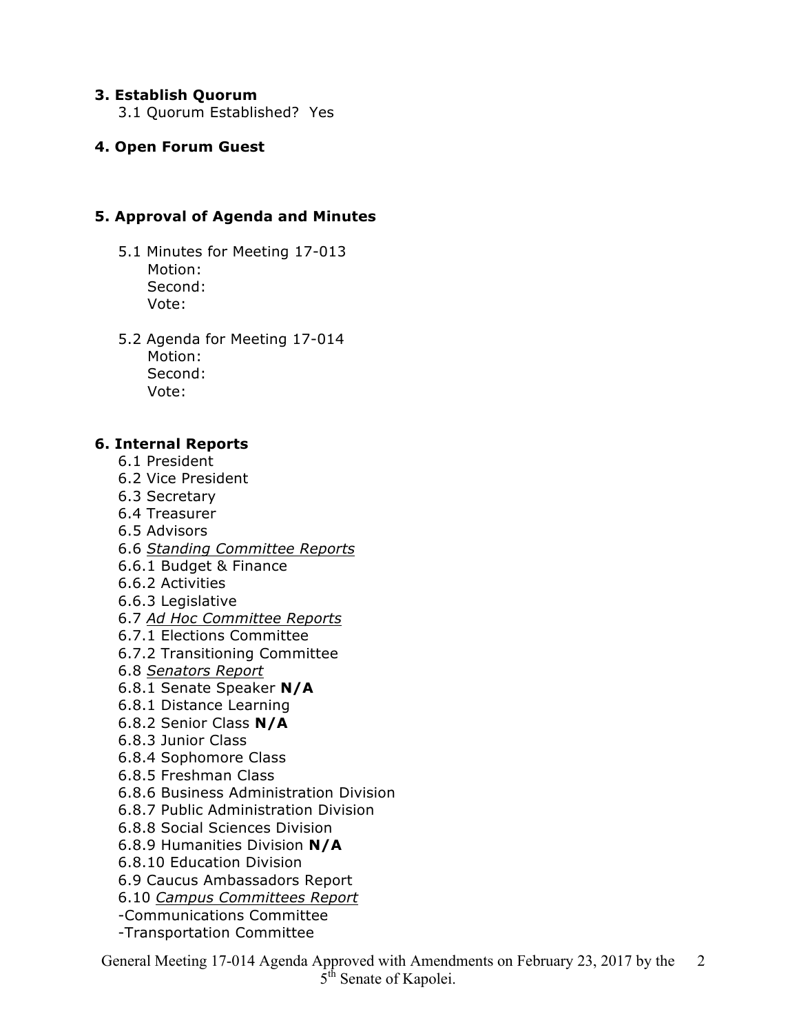### 3. Establish Quorum

3.1 Quorum Established? Yes

### 4. Open Forum Guest

### 5. Approval of Agenda and Minutes

5.1 Minutes for Meeting 17-013
Motion:
Second:
Vote:

5.2 Agenda for Meeting 17-014
Motion:
Second:
Vote:

### 6. Internal Reports

6.1 President
6.2 Vice President
6.3 Secretary
6.4 Treasurer
6.5 Advisors
6.6 *Standing Committee Reports*
6.6.1 Budget & Finance
6.6.2 Activities
6.6.3 Legislative
6.7 *Ad Hoc Committee Reports*
6.7.1 Elections Committee
6.7.2 Transitioning Committee
6.8 *Senators Report*
6.8.1 Senate Speaker **N/A**
6.8.1 Distance Learning
6.8.2 Senior Class **N/A**
6.8.3 Junior Class
6.8.4 Sophomore Class
6.8.5 Freshman Class
6.8.6 Business Administration Division
6.8.7 Public Administration Division
6.8.8 Social Sciences Division
6.8.9 Humanities Division **N/A**
6.8.10 Education Division
6.9 Caucus Ambassadors Report
6.10 *Campus Committees Report*
-Communications Committee
-Transportation Committee

General Meeting 17-014 Agenda Approved with Amendments on February 23, 2017 by the 5th Senate of Kapolei.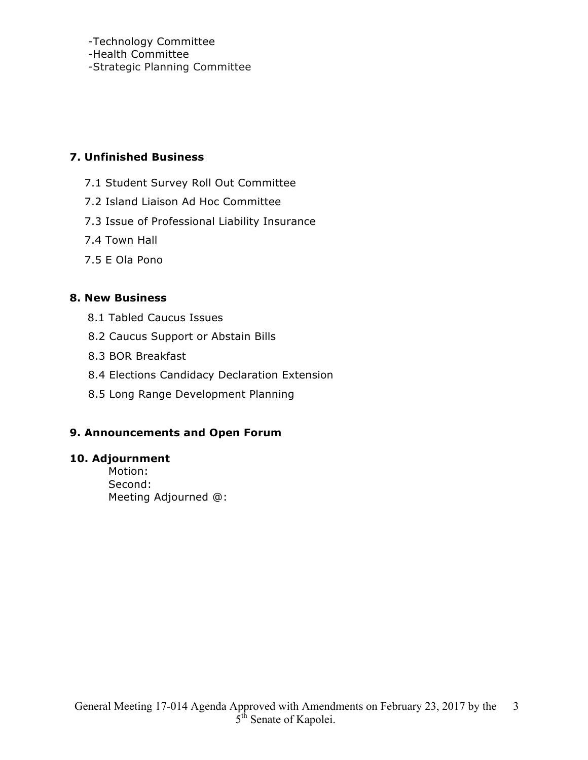-Technology Committee
-Health Committee
-Strategic Planning Committee

**7. Unfinished Business**

7.1 Student Survey Roll Out Committee

7.2 Island Liaison Ad Hoc Committee

7.3 Issue of Professional Liability Insurance

7.4 Town Hall

7.5 E Ola Pono

**8. New Business**

8.1 Tabled Caucus Issues

8.2 Caucus Support or Abstain Bills

8.3 BOR Breakfast

8.4 Elections Candidacy Declaration Extension

8.5 Long Range Development Planning

**9. Announcements and Open Forum**

**10. Adjournment**

Motion:
Second:
Meeting Adjourned @: